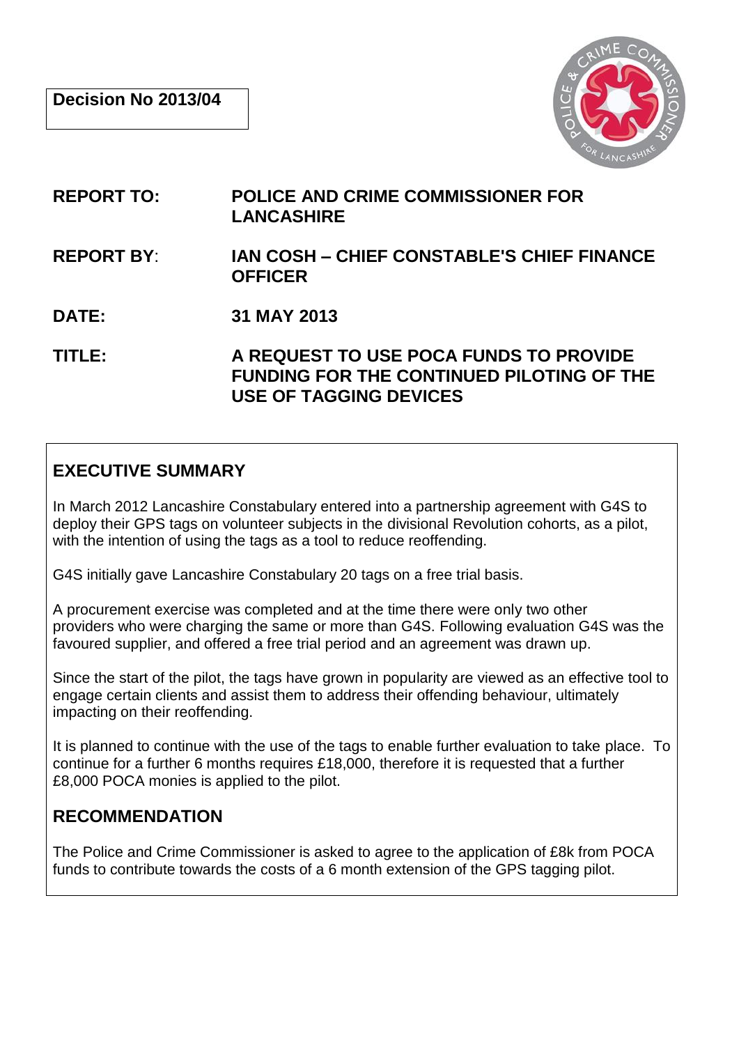**Decision No 2013/04**

**REPORT TO:** **POLICE AND CRIME COMMISSIONER FOR LANCASHIRE**

**REPORT BY:** **IAN COSH – CHIEF CONSTABLE'S CHIEF FINANCE OFFICER**

**DATE:** **31 MAY 2013**

**TITLE:** **A REQUEST TO USE POCA FUNDS TO PROVIDE FUNDING FOR THE CONTINUED PILOTING OF THE USE OF TAGGING DEVICES**

## EXECUTIVE SUMMARY

In March 2012 Lancashire Constabulary entered into a partnership agreement with G4S to deploy their GPS tags on volunteer subjects in the divisional Revolution cohorts, as a pilot, with the intention of using the tags as a tool to reduce reoffending.

G4S initially gave Lancashire Constabulary 20 tags on a free trial basis.

A procurement exercise was completed and at the time there were only two other providers who were charging the same or more than G4S. Following evaluation G4S was the favoured supplier, and offered a free trial period and an agreement was drawn up.

Since the start of the pilot, the tags have grown in popularity are viewed as an effective tool to engage certain clients and assist them to address their offending behaviour, ultimately impacting on their reoffending.

It is planned to continue with the use of the tags to enable further evaluation to take place. To continue for a further 6 months requires £18,000, therefore it is requested that a further £8,000 POCA monies is applied to the pilot.

## RECOMMENDATION

The Police and Crime Commissioner is asked to agree to the application of £8k from POCA funds to contribute towards the costs of a 6 month extension of the GPS tagging pilot.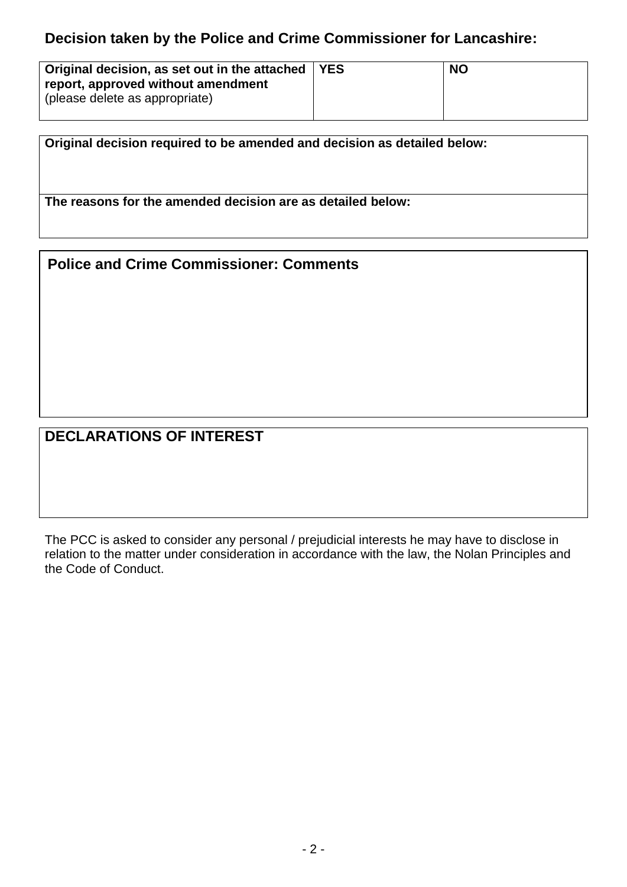## Decision taken by the Police and Crime Commissioner for Lancashire:

| **Original decision, as set out in the attached report, approved without amendment** (please delete as appropriate) | **YES** | **NO** |
|---|---|---|

| **Original decision required to be amended and decision as detailed below:** |
|---|
| **The reasons for the amended decision are as detailed below:** |

| **Police and Crime Commissioner: Comments** |
|---|
| |

| **DECLARATIONS OF INTEREST** |
|---|
| |

The PCC is asked to consider any personal / prejudicial interests he may have to disclose in relation to the matter under consideration in accordance with the law, the Nolan Principles and the Code of Conduct.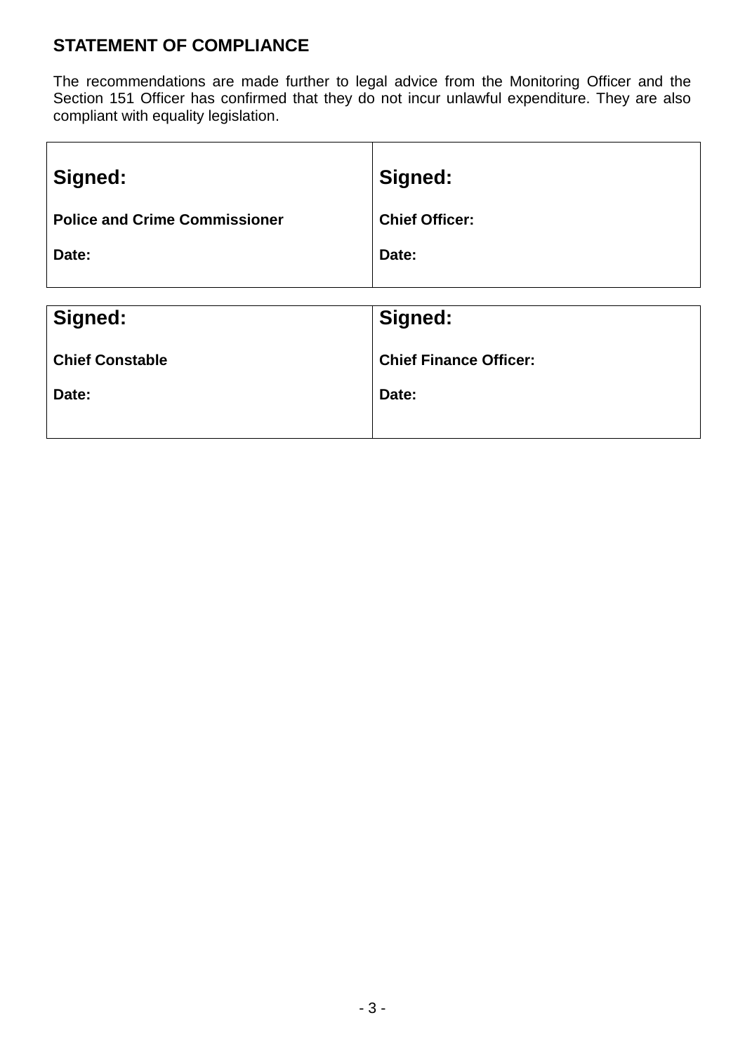## STATEMENT OF COMPLIANCE

The recommendations are made further to legal advice from the Monitoring Officer and the Section 151 Officer has confirmed that they do not incur unlawful expenditure. They are also compliant with equality legislation.

| | |
|---|---|
| **Signed:**<br><br>**Police and Crime Commissioner**<br><br>**Date:** | **Signed:**<br><br>**Chief Officer:**<br><br>**Date:** |

| | |
|---|---|
| **Signed:**<br><br>**Chief Constable**<br><br>**Date:** | **Signed:**<br><br>**Chief Finance Officer:**<br><br>**Date:** |